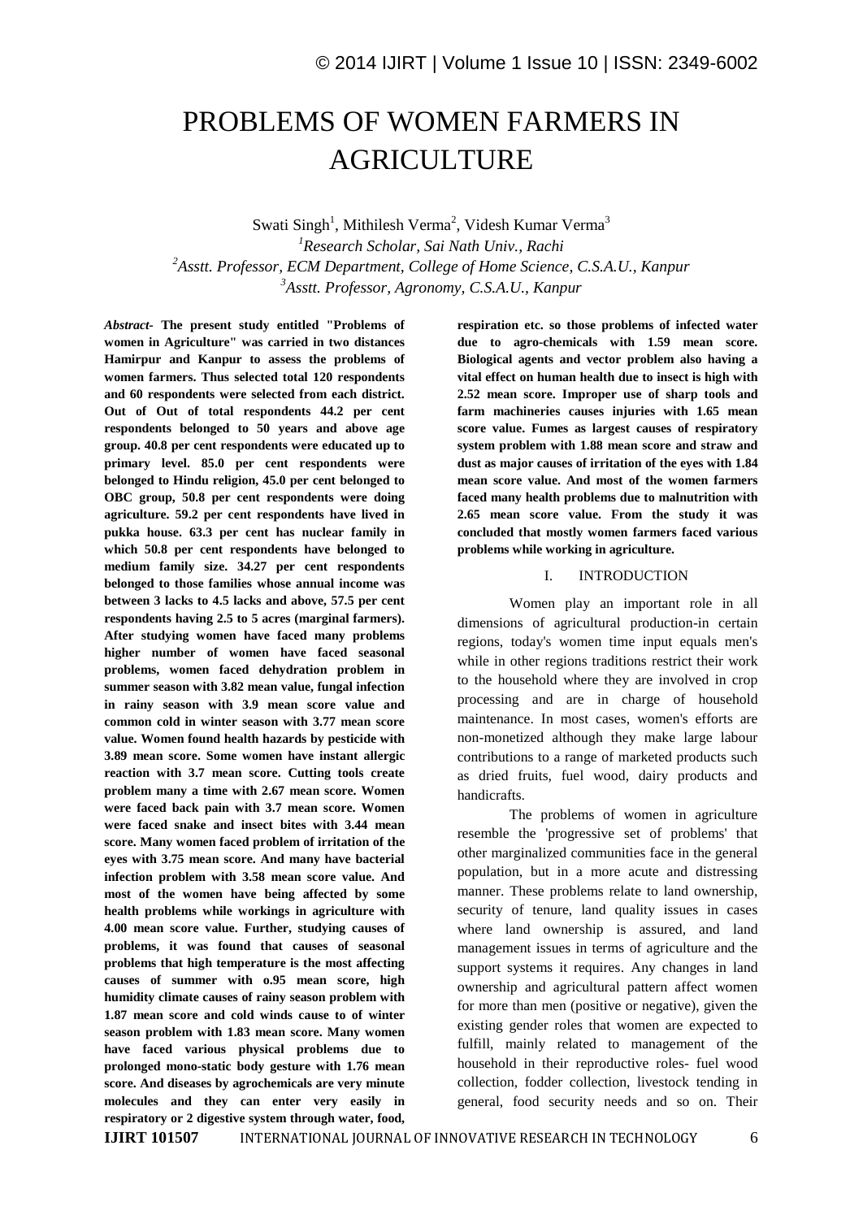# PROBLEMS OF WOMEN FARMERS IN AGRICULTURE

Swati Singh[1], Mithilesh Verma[2], Videsh Kumar Verma[3]

[1]*Research Scholar, Sai Nath Univ., Rachi*

[2]*Asstt. Professor, ECM Department, College of Home Science, C.S.A.U., Kanpur*

[3]*Asstt. Professor, Agronomy, C.S.A.U., Kanpur*

***Abstract-*** **The present study entitled "Problems of women in Agriculture" was carried in two distances Hamirpur and Kanpur to assess the problems of women farmers. Thus selected total 120 respondents and 60 respondents were selected from each district. Out of Out of total respondents 44.2 per cent respondents belonged to 50 years and above age group. 40.8 per cent respondents were educated up to primary level. 85.0 per cent respondents were belonged to Hindu religion, 45.0 per cent belonged to OBC group, 50.8 per cent respondents were doing agriculture. 59.2 per cent respondents have lived in pukka house. 63.3 per cent has nuclear family in which 50.8 per cent respondents have belonged to medium family size. 34.27 per cent respondents belonged to those families whose annual income was between 3 lacks to 4.5 lacks and above, 57.5 per cent respondents having 2.5 to 5 acres (marginal farmers). After studying women have faced many problems higher number of women have faced seasonal problems, women faced dehydration problem in summer season with 3.82 mean value, fungal infection in rainy season with 3.9 mean score value and common cold in winter season with 3.77 mean score value. Women found health hazards by pesticide with 3.89 mean score. Some women have instant allergic reaction with 3.7 mean score. Cutting tools create problem many a time with 2.67 mean score. Women were faced back pain with 3.7 mean score. Women were faced snake and insect bites with 3.44 mean score. Many women faced problem of irritation of the eyes with 3.75 mean score. And many have bacterial infection problem with 3.58 mean score value. And most of the women have being affected by some health problems while workings in agriculture with 4.00 mean score value. Further, studying causes of problems, it was found that causes of seasonal problems that high temperature is the most affecting causes of summer with o.95 mean score, high humidity climate causes of rainy season problem with 1.87 mean score and cold winds cause to of winter season problem with 1.83 mean score. Many women have faced various physical problems due to prolonged mono-static body gesture with 1.76 mean score. And diseases by agrochemicals are very minute molecules and they can enter very easily in respiratory or 2 digestive system through water, food, respiration etc. so those problems of infected water due to agro-chemicals with 1.59 mean score. Biological agents and vector problem also having a vital effect on human health due to insect is high with 2.52 mean score. Improper use of sharp tools and farm machineries causes injuries with 1.65 mean score value. Fumes as largest causes of respiratory system problem with 1.88 mean score and straw and dust as major causes of irritation of the eyes with 1.84 mean score value. And most of the women farmers faced many health problems due to malnutrition with 2.65 mean score value. From the study it was concluded that mostly women farmers faced various problems while working in agriculture.**

## I. INTRODUCTION

Women play an important role in all dimensions of agricultural production-in certain regions, today's women time input equals men's while in other regions traditions restrict their work to the household where they are involved in crop processing and are in charge of household maintenance. In most cases, women's efforts are non-monetized although they make large labour contributions to a range of marketed products such as dried fruits, fuel wood, dairy products and handicrafts.

The problems of women in agriculture resemble the 'progressive set of problems' that other marginalized communities face in the general population, but in a more acute and distressing manner. These problems relate to land ownership, security of tenure, land quality issues in cases where land ownership is assured, and land management issues in terms of agriculture and the support systems it requires. Any changes in land ownership and agricultural pattern affect women for more than men (positive or negative), given the existing gender roles that women are expected to fulfill, mainly related to management of the household in their reproductive roles- fuel wood collection, fodder collection, livestock tending in general, food security needs and so on. Their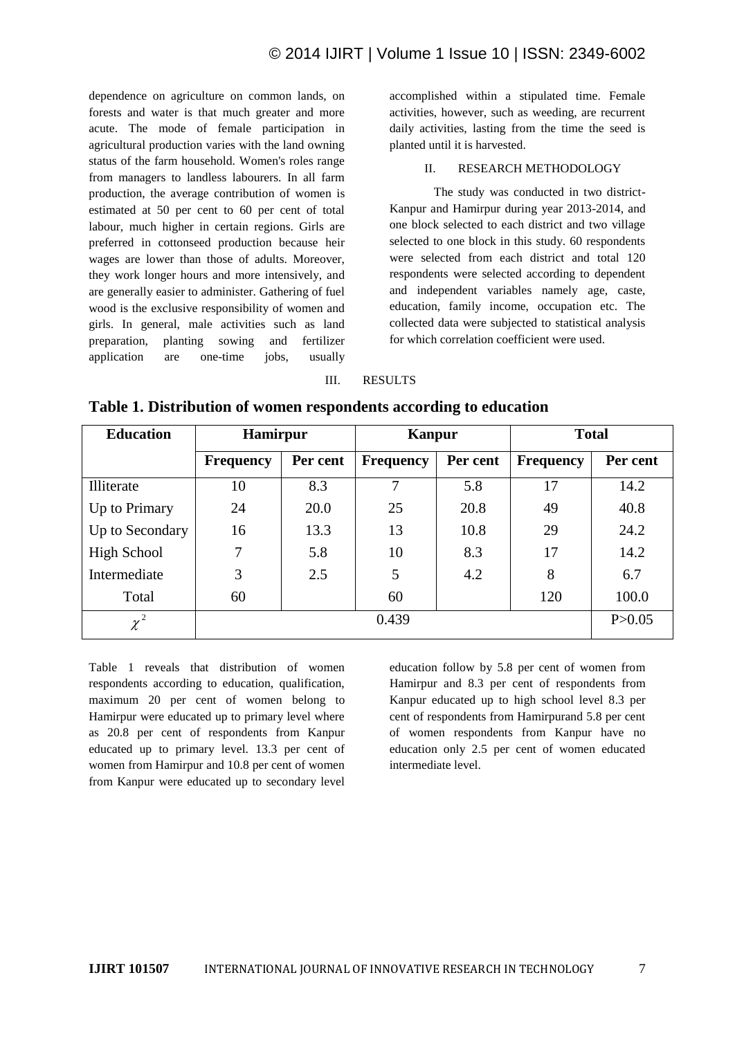dependence on agriculture on common lands, on forests and water is that much greater and more acute. The mode of female participation in agricultural production varies with the land owning status of the farm household. Women's roles range from managers to landless labourers. In all farm production, the average contribution of women is estimated at 50 per cent to 60 per cent of total labour, much higher in certain regions. Girls are preferred in cottonseed production because heir wages are lower than those of adults. Moreover, they work longer hours and more intensively, and are generally easier to administer. Gathering of fuel wood is the exclusive responsibility of women and girls. In general, male activities such as land preparation, planting sowing and fertilizer application are one-time jobs, usually accomplished within a stipulated time. Female activities, however, such as weeding, are recurrent daily activities, lasting from the time the seed is planted until it is harvested.

## II. RESEARCH METHODOLOGY

The study was conducted in two district- Kanpur and Hamirpur during year 2013-2014, and one block selected to each district and two village selected to one block in this study. 60 respondents were selected from each district and total 120 respondents were selected according to dependent and independent variables namely age, caste, education, family income, occupation etc. The collected data were subjected to statistical analysis for which correlation coefficient were used.

## III. RESULTS

**Table 1. Distribution of women respondents according to education**

| Education | Hamirpur | | Kanpur | | Total | |
|---|---|---|---|---|---|---|
| | Frequency | Per cent | Frequency | Per cent | Frequency | Per cent |
| Illiterate | 10 | 8.3 | 7 | 5.8 | 17 | 14.2 |
| Up to Primary | 24 | 20.0 | 25 | 20.8 | 49 | 40.8 |
| Up to Secondary | 16 | 13.3 | 13 | 10.8 | 29 | 24.2 |
| High School | 7 | 5.8 | 10 | 8.3 | 17 | 14.2 |
| Intermediate | 3 | 2.5 | 5 | 4.2 | 8 | 6.7 |
| Total | 60 | | 60 | | 120 | 100.0 |
| $\chi^2$ | 0.439 | | | | | P>0.05 |

Table 1 reveals that distribution of women respondents according to education, qualification, maximum 20 per cent of women belong to Hamirpur were educated up to primary level where as 20.8 per cent of respondents from Kanpur educated up to primary level. 13.3 per cent of women from Hamirpur and 10.8 per cent of women from Kanpur were educated up to secondary level education follow by 5.8 per cent of women from Hamirpur and 8.3 per cent of respondents from Kanpur educated up to high school level 8.3 per cent of respondents from Hamirpurand 5.8 per cent of women respondents from Kanpur have no education only 2.5 per cent of women educated intermediate level.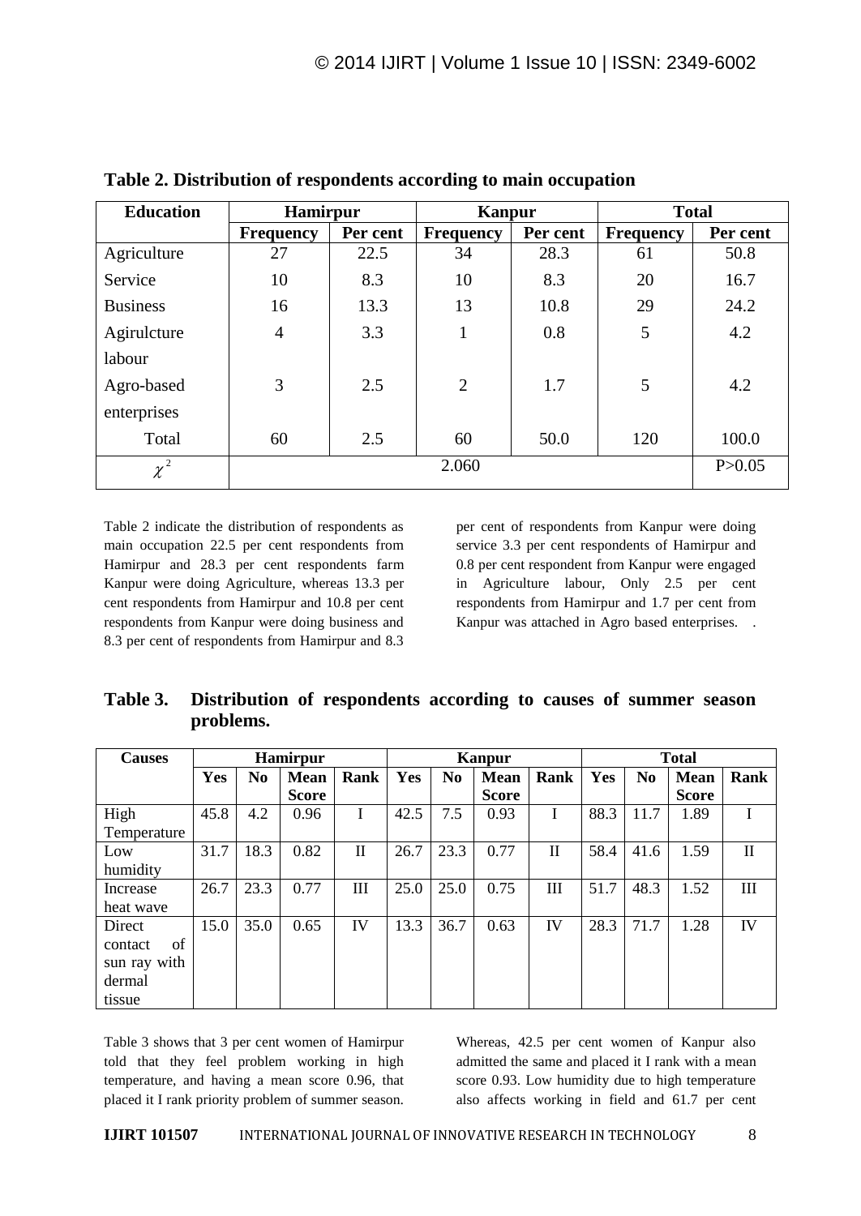**Table 2. Distribution of respondents according to main occupation**

| Education | Hamirpur | | Kanpur | | Total | |
|---|---|---|---|---|---|---|
| | Frequency | Per cent | Frequency | Per cent | Frequency | Per cent |
| Agriculture | 27 | 22.5 | 34 | 28.3 | 61 | 50.8 |
| Service | 10 | 8.3 | 10 | 8.3 | 20 | 16.7 |
| Business | 16 | 13.3 | 13 | 10.8 | 29 | 24.2 |
| Agirulcture labour | 4 | 3.3 | 1 | 0.8 | 5 | 4.2 |
| Agro-based enterprises | 3 | 2.5 | 2 | 1.7 | 5 | 4.2 |
| Total | 60 | 2.5 | 60 | 50.0 | 120 | 100.0 |
| $\chi^2$ | 2.060 | | | | | P>0.05 |

Table 2 indicate the distribution of respondents as main occupation 22.5 per cent respondents from Hamirpur and 28.3 per cent respondents farm Kanpur were doing Agriculture, whereas 13.3 per cent respondents from Hamirpur and 10.8 per cent respondents from Kanpur were doing business and 8.3 per cent of respondents from Hamirpur and 8.3 per cent of respondents from Kanpur were doing service 3.3 per cent respondents of Hamirpur and 0.8 per cent respondent from Kanpur were engaged in Agriculture labour, Only 2.5 per cent respondents from Hamirpur and 1.7 per cent from Kanpur was attached in Agro based enterprises. .

**Table 3. Distribution of respondents according to causes of summer season problems.**

| Causes | Hamirpur | | | | Kanpur | | | | Total | | | |
|---|---|---|---|---|---|---|---|---|---|---|---|---|
| | Yes | No | Mean Score | Rank | Yes | No | Mean Score | Rank | Yes | No | Mean Score | Rank |
| High Temperature | 45.8 | 4.2 | 0.96 | I | 42.5 | 7.5 | 0.93 | I | 88.3 | 11.7 | 1.89 | I |
| Low humidity | 31.7 | 18.3 | 0.82 | II | 26.7 | 23.3 | 0.77 | II | 58.4 | 41.6 | 1.59 | II |
| Increase heat wave | 26.7 | 23.3 | 0.77 | III | 25.0 | 25.0 | 0.75 | III | 51.7 | 48.3 | 1.52 | III |
| Direct contact of sun ray with dermal tissue | 15.0 | 35.0 | 0.65 | IV | 13.3 | 36.7 | 0.63 | IV | 28.3 | 71.7 | 1.28 | IV |

Table 3 shows that 3 per cent women of Hamirpur told that they feel problem working in high temperature, and having a mean score 0.96, that placed it I rank priority problem of summer season. Whereas, 42.5 per cent women of Kanpur also admitted the same and placed it I rank with a mean score 0.93. Low humidity due to high temperature also affects working in field and 61.7 per cent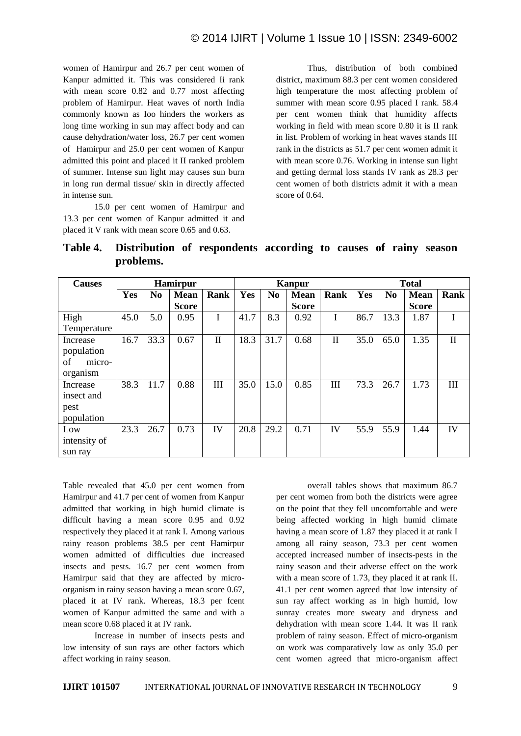women of Hamirpur and 26.7 per cent women of Kanpur admitted it. This was considered Ii rank with mean score 0.82 and 0.77 most affecting problem of Hamirpur. Heat waves of north India commonly known as Ioo hinders the workers as long time working in sun may affect body and can cause dehydration/water loss, 26.7 per cent women of Hamirpur and 25.0 per cent women of Kanpur admitted this point and placed it II ranked problem of summer. Intense sun light may causes sun burn in long run dermal tissue/ skin in directly affected in intense sun.

15.0 per cent women of Hamirpur and 13.3 per cent women of Kanpur admitted it and placed it V rank with mean score 0.65 and 0.63.

Thus, distribution of both combined district, maximum 88.3 per cent women considered high temperature the most affecting problem of summer with mean score 0.95 placed I rank. 58.4 per cent women think that humidity affects working in field with mean score 0.80 it is II rank in list. Problem of working in heat waves stands III rank in the districts as 51.7 per cent women admit it with mean score 0.76. Working in intense sun light and getting dermal loss stands IV rank as 28.3 per cent women of both districts admit it with a mean score of 0.64.

**Table 4. Distribution of respondents according to causes of rainy season problems.**

| Causes | Hamirpur | | | | Kanpur | | | | Total | | | |
|---|---|---|---|---|---|---|---|---|---|---|---|---|
| | Yes | No | Mean Score | Rank | Yes | No | Mean Score | Rank | Yes | No | Mean Score | Rank |
| High Temperature | 45.0 | 5.0 | 0.95 | I | 41.7 | 8.3 | 0.92 | I | 86.7 | 13.3 | 1.87 | I |
| Increase population of micro-organism | 16.7 | 33.3 | 0.67 | II | 18.3 | 31.7 | 0.68 | II | 35.0 | 65.0 | 1.35 | II |
| Increase insect and pest population | 38.3 | 11.7 | 0.88 | III | 35.0 | 15.0 | 0.85 | III | 73.3 | 26.7 | 1.73 | III |
| Low intensity of sun ray | 23.3 | 26.7 | 0.73 | IV | 20.8 | 29.2 | 0.71 | IV | 55.9 | 55.9 | 1.44 | IV |

Table revealed that 45.0 per cent women from Hamirpur and 41.7 per cent of women from Kanpur admitted that working in high humid climate is difficult having a mean score 0.95 and 0.92 respectively they placed it at rank I. Among various rainy reason problems 38.5 per cent Hamirpur women admitted of difficulties due increased insects and pests. 16.7 per cent women from Hamirpur said that they are affected by micro-organism in rainy season having a mean score 0.67, placed it at IV rank. Whereas, 18.3 per fcent women of Kanpur admitted the same and with a mean score 0.68 placed it at IV rank.

Increase in number of insects pests and low intensity of sun rays are other factors which affect working in rainy season.

overall tables shows that maximum 86.7 per cent women from both the districts were agree on the point that they fell uncomfortable and were being affected working in high humid climate having a mean score of 1.87 they placed it at rank I among all rainy season, 73.3 per cent women accepted increased number of insects-pests in the rainy season and their adverse effect on the work with a mean score of 1.73, they placed it at rank II. 41.1 per cent women agreed that low intensity of sun ray affect working as in high humid, low sunray creates more sweaty and dryness and dehydration with mean score 1.44. It was II rank problem of rainy season. Effect of micro-organism on work was comparatively low as only 35.0 per cent women agreed that micro-organism affect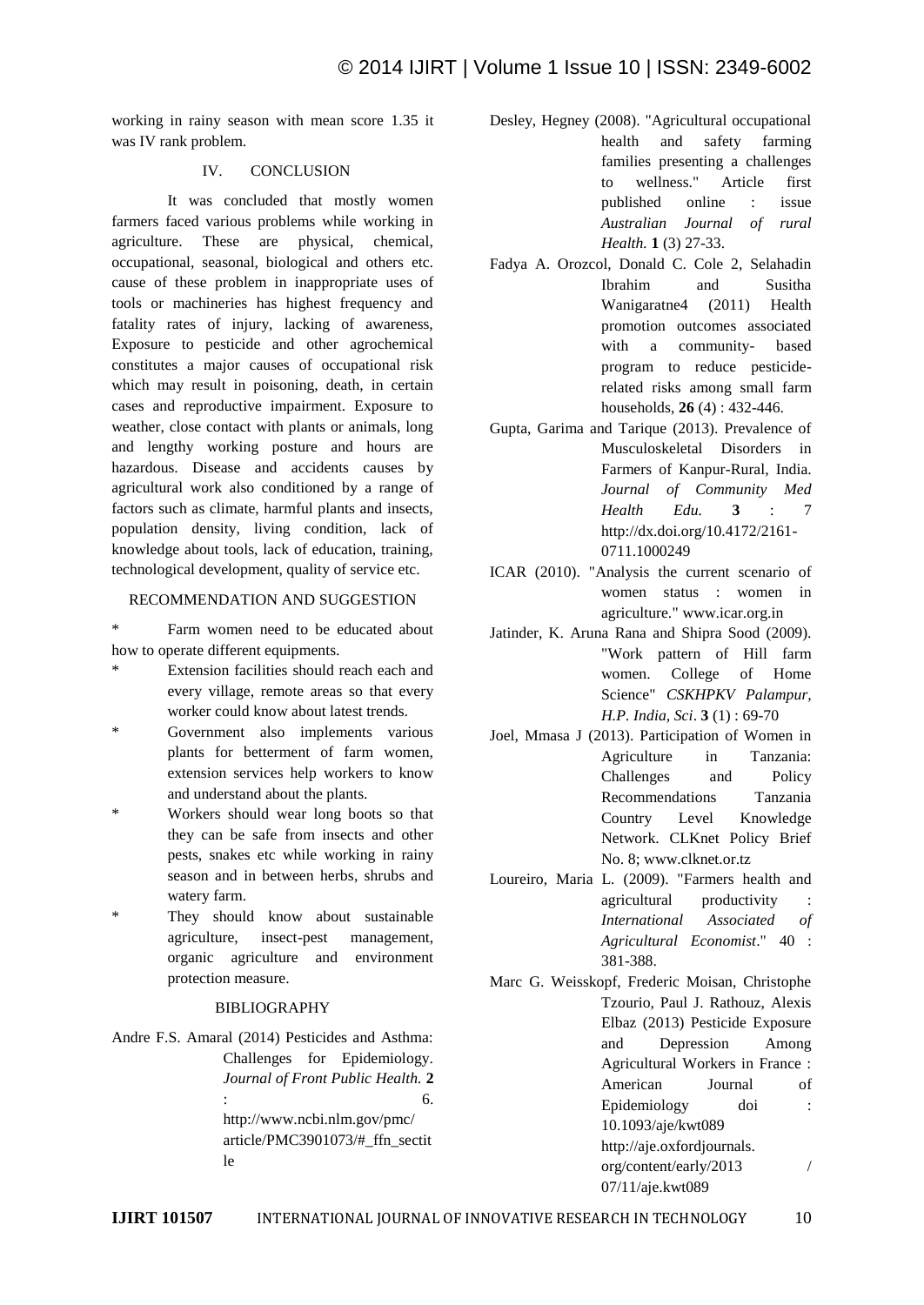working in rainy season with mean score 1.35 it was IV rank problem.

## IV. CONCLUSION

It was concluded that mostly women farmers faced various problems while working in agriculture. These are physical, chemical, occupational, seasonal, biological and others etc. cause of these problem in inappropriate uses of tools or machineries has highest frequency and fatality rates of injury, lacking of awareness, Exposure to pesticide and other agrochemical constitutes a major causes of occupational risk which may result in poisoning, death, in certain cases and reproductive impairment. Exposure to weather, close contact with plants or animals, long and lengthy working posture and hours are hazardous. Disease and accidents causes by agricultural work also conditioned by a range of factors such as climate, harmful plants and insects, population density, living condition, lack of knowledge about tools, lack of education, training, technological development, quality of service etc.

## RECOMMENDATION AND SUGGESTION

* Farm women need to be educated about how to operate different equipments.
* Extension facilities should reach each and every village, remote areas so that every worker could know about latest trends.
* Government also implements various plants for betterment of farm women, extension services help workers to know and understand about the plants.
* Workers should wear long boots so that they can be safe from insects and other pests, snakes etc while working in rainy season and in between herbs, shrubs and watery farm.
* They should know about sustainable agriculture, insect-pest management, organic agriculture and environment protection measure.

## BIBLIOGRAPHY

Andre F.S. Amaral (2014) Pesticides and Asthma: Challenges for Epidemiology. *Journal of Front Public Health.* **2** : 6. http://www.ncbi.nlm.gov/pmc/article/PMC3901073/#_ffn_sectitle

Desley, Hegney (2008). "Agricultural occupational health and safety farming families presenting a challenges to wellness." Article first published online : issue *Australian Journal of rural Health.* **1** (3) 27-33.

Fadya A. Orozcol, Donald C. Cole 2, Selahadin Ibrahim and Susitha Wanigaratne4 (2011) Health promotion outcomes associated with a community- based program to reduce pesticide-related risks among small farm households, **26** (4) : 432-446.

Gupta, Garima and Tarique (2013). Prevalence of Musculoskeletal Disorders in Farmers of Kanpur-Rural, India. *Journal of Community Med Health Edu.* **3** : 7 http://dx.doi.org/10.4172/2161-0711.1000249

ICAR (2010). "Analysis the current scenario of women status : women in agriculture." www.icar.org.in

Jatinder, K. Aruna Rana and Shipra Sood (2009). "Work pattern of Hill farm women. College of Home Science" *CSKHPKV Palampur, H.P. India, Sci*. **3** (1) : 69-70

Joel, Mmasa J (2013). Participation of Women in Agriculture in Tanzania: Challenges and Policy Recommendations Tanzania Country Level Knowledge Network. CLKnet Policy Brief No. 8; www.clknet.or.tz

Loureiro, Maria L. (2009). "Farmers health and agricultural productivity : *International Associated of Agricultural Economist*." 40 : 381-388.

Marc G. Weisskopf, Frederic Moisan, Christophe Tzourio, Paul J. Rathouz, Alexis Elbaz (2013) Pesticide Exposure and Depression Among Agricultural Workers in France : American Journal of Epidemiology doi : 10.1093/aje/kwt089 http://aje.oxfordjournals.org/content/early/2013 / 07/11/aje.kwt089